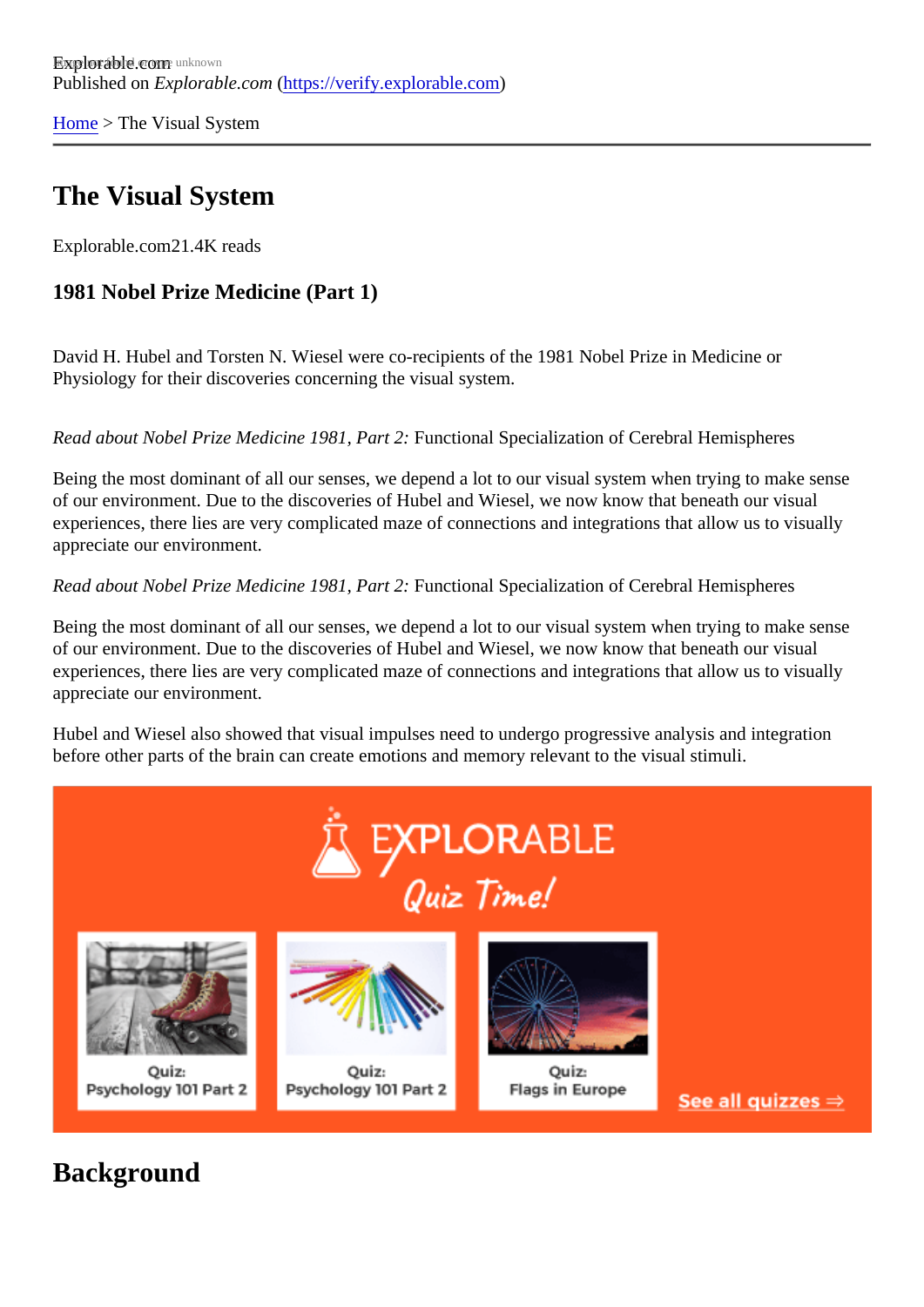Explorable.com
Published on *Explorable.com* (https://verify.explorable.com)

Home > The Visual System

# The Visual System

Explorable.com21.4K reads

### 1981 Nobel Prize Medicine (Part 1)

David H. Hubel and Torsten N. Wiesel were co-recipients of the 1981 Nobel Prize in Medicine or Physiology for their discoveries concerning the visual system.

*Read about Nobel Prize Medicine 1981, Part 2:* Functional Specialization of Cerebral Hemispheres

Being the most dominant of all our senses, we depend a lot to our visual system when trying to make sense of our environment. Due to the discoveries of Hubel and Wiesel, we now know that beneath our visual experiences, there lies are very complicated maze of connections and integrations that allow us to visually appreciate our environment.

*Read about Nobel Prize Medicine 1981, Part 2:* Functional Specialization of Cerebral Hemispheres

Being the most dominant of all our senses, we depend a lot to our visual system when trying to make sense of our environment. Due to the discoveries of Hubel and Wiesel, we now know that beneath our visual experiences, there lies are very complicated maze of connections and integrations that allow us to visually appreciate our environment.

Hubel and Wiesel also showed that visual impulses need to undergo progressive analysis and integration before other parts of the brain can create emotions and memory relevant to the visual stimuli.

EXPLORABLE Quiz Time!

Quiz: Psychology 101 Part 2

Quiz: Psychology 101 Part 2

Quiz: Flags in Europe

See all quizzes ⇒

## Background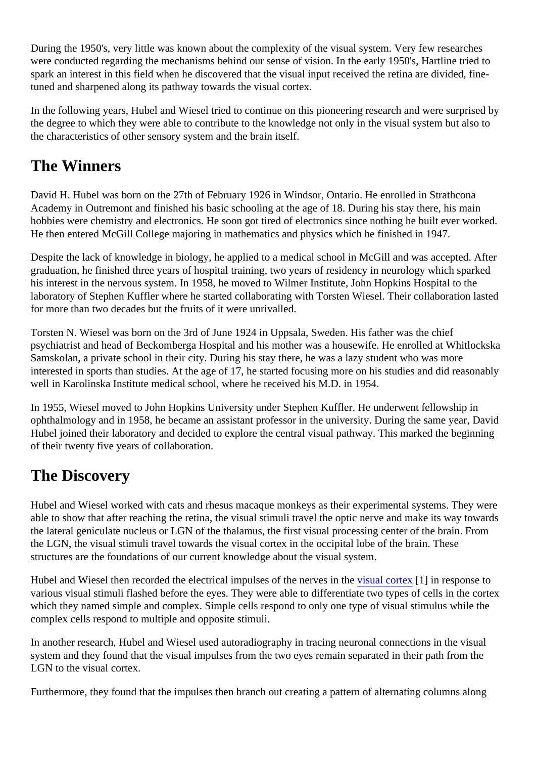During the 1950's, very little was known about the complexity of the visual system. Very few researches were conducted regarding the mechanisms behind our sense of vision. In the early 1950's, Hartline tried to spark an interest in this field when he discovered that the visual input received the retina are divided, fine-tuned and sharpened along its pathway towards the visual cortex.

In the following years, Hubel and Wiesel tried to continue on this pioneering research and were surprised by the degree to which they were able to contribute to the knowledge not only in the visual system but also to the characteristics of other sensory system and the brain itself.

## The Winners

David H. Hubel was born on the 27th of February 1926 in Windsor, Ontario. He enrolled in Strathcona Academy in Outremont and finished his basic schooling at the age of 18. During his stay there, his main hobbies were chemistry and electronics. He soon got tired of electronics since nothing he built ever worked. He then entered McGill College majoring in mathematics and physics which he finished in 1947.

Despite the lack of knowledge in biology, he applied to a medical school in McGill and was accepted. After graduation, he finished three years of hospital training, two years of residency in neurology which sparked his interest in the nervous system. In 1958, he moved to Wilmer Institute, John Hopkins Hospital to the laboratory of Stephen Kuffler where he started collaborating with Torsten Wiesel. Their collaboration lasted for more than two decades but the fruits of it were unrivalled.

Torsten N. Wiesel was born on the 3rd of June 1924 in Uppsala, Sweden. His father was the chief psychiatrist and head of Beckomberga Hospital and his mother was a housewife. He enrolled at Whitlockska Samskolan, a private school in their city. During his stay there, he was a lazy student who was more interested in sports than studies. At the age of 17, he started focusing more on his studies and did reasonably well in Karolinska Institute medical school, where he received his M.D. in 1954.

In 1955, Wiesel moved to John Hopkins University under Stephen Kuffler. He underwent fellowship in ophthalmology and in 1958, he became an assistant professor in the university. During the same year, David Hubel joined their laboratory and decided to explore the central visual pathway. This marked the beginning of their twenty five years of collaboration.

## The Discovery

Hubel and Wiesel worked with cats and rhesus macaque monkeys as their experimental systems. They were able to show that after reaching the retina, the visual stimuli travel the optic nerve and make its way towards the lateral geniculate nucleus or LGN of the thalamus, the first visual processing center of the brain. From the LGN, the visual stimuli travel towards the visual cortex in the occipital lobe of the brain. These structures are the foundations of our current knowledge about the visual system.

Hubel and Wiesel then recorded the electrical impulses of the nerves in the visual cortex [1] in response to various visual stimuli flashed before the eyes. They were able to differentiate two types of cells in the cortex which they named simple and complex. Simple cells respond to only one type of visual stimulus while the complex cells respond to multiple and opposite stimuli.

In another research, Hubel and Wiesel used autoradiography in tracing neuronal connections in the visual system and they found that the visual impulses from the two eyes remain separated in their path from the LGN to the visual cortex.

Furthermore, they found that the impulses then branch out creating a pattern of alternating columns along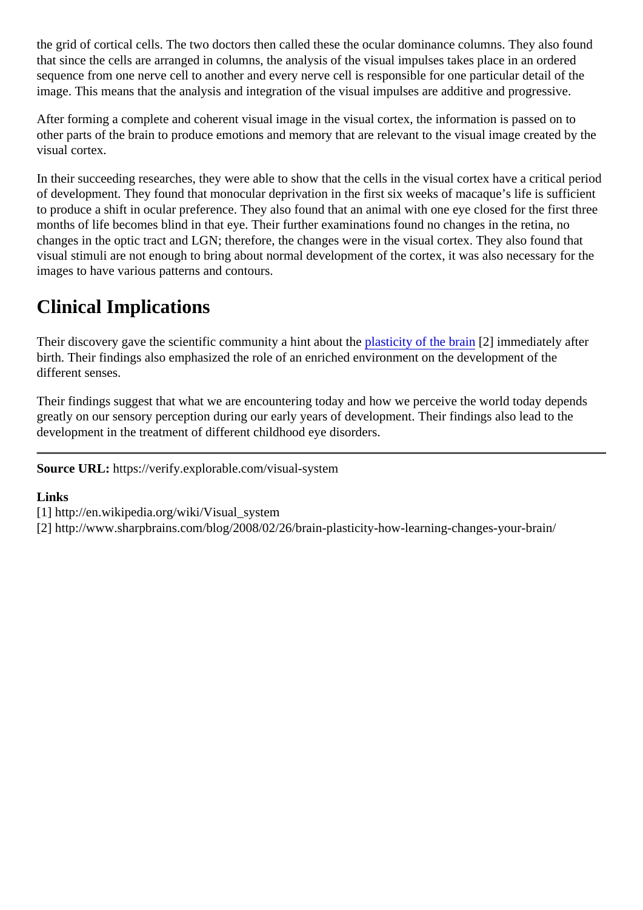the grid of cortical cells. The two doctors then called these the ocular dominance columns. They also found that since the cells are arranged in columns, the analysis of the visual impulses takes place in an ordered sequence from one nerve cell to another and every nerve cell is responsible for one particular detail of the image. This means that the analysis and integration of the visual impulses are additive and progressive.

After forming a complete and coherent visual image in the visual cortex, the information is passed on to other parts of the brain to produce emotions and memory that are relevant to the visual image created by the visual cortex.

In their succeeding researches, they were able to show that the cells in the visual cortex have a critical period of development. They found that monocular deprivation in the first six weeks of macaque's life is sufficient to produce a shift in ocular preference. They also found that an animal with one eye closed for the first three months of life becomes blind in that eye. Their further examinations found no changes in the retina, no changes in the optic tract and LGN; therefore, the changes were in the visual cortex. They also found that visual stimuli are not enough to bring about normal development of the cortex, it was also necessary for the images to have various patterns and contours.

## Clinical Implications

Their discovery gave the scientific community a hint about the plasticity of the brain [2] immediately after birth. Their findings also emphasized the role of an enriched environment on the development of the different senses.

Their findings suggest that what we are encountering today and how we perceive the world today depends greatly on our sensory perception during our early years of development. Their findings also lead to the development in the treatment of different childhood eye disorders.

---

**Source URL:** https://verify.explorable.com/visual-system

**Links**
[1] http://en.wikipedia.org/wiki/Visual_system
[2] http://www.sharpbrains.com/blog/2008/02/26/brain-plasticity-how-learning-changes-your-brain/